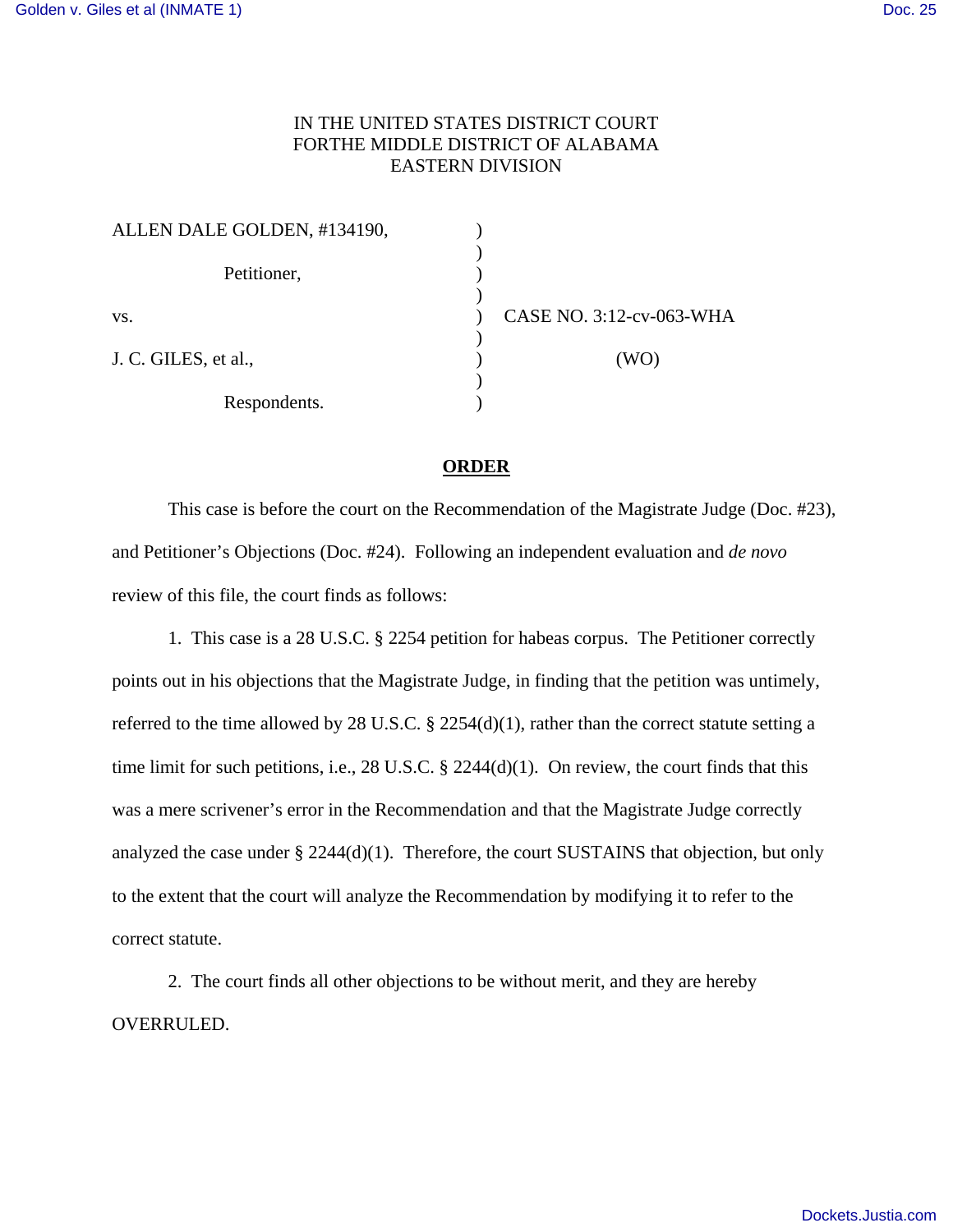IN THE UNITED STATES DISTRICT COURT
FORTHE MIDDLE DISTRICT OF ALABAMA
EASTERN DIVISION

| | | |
|---|---|---|
| ALLEN DALE GOLDEN, #134190, | ) | |
| | ) | |
| Petitioner, | ) | |
| | ) | |
| vs. | ) | CASE NO. 3:12-cv-063-WHA |
| | ) | |
| J. C. GILES, et al., | ) | (WO) |
| | ) | |
| Respondents. | ) | |

## ORDER

This case is before the court on the Recommendation of the Magistrate Judge (Doc. #23), and Petitioner's Objections (Doc. #24). Following an independent evaluation and *de novo* review of this file, the court finds as follows:

1. This case is a 28 U.S.C. § 2254 petition for habeas corpus. The Petitioner correctly points out in his objections that the Magistrate Judge, in finding that the petition was untimely, referred to the time allowed by 28 U.S.C. § 2254(d)(1), rather than the correct statute setting a time limit for such petitions, i.e., 28 U.S.C. § 2244(d)(1). On review, the court finds that this was a mere scrivener's error in the Recommendation and that the Magistrate Judge correctly analyzed the case under § 2244(d)(1). Therefore, the court SUSTAINS that objection, but only to the extent that the court will analyze the Recommendation by modifying it to refer to the correct statute.

2. The court finds all other objections to be without merit, and they are hereby OVERRULED.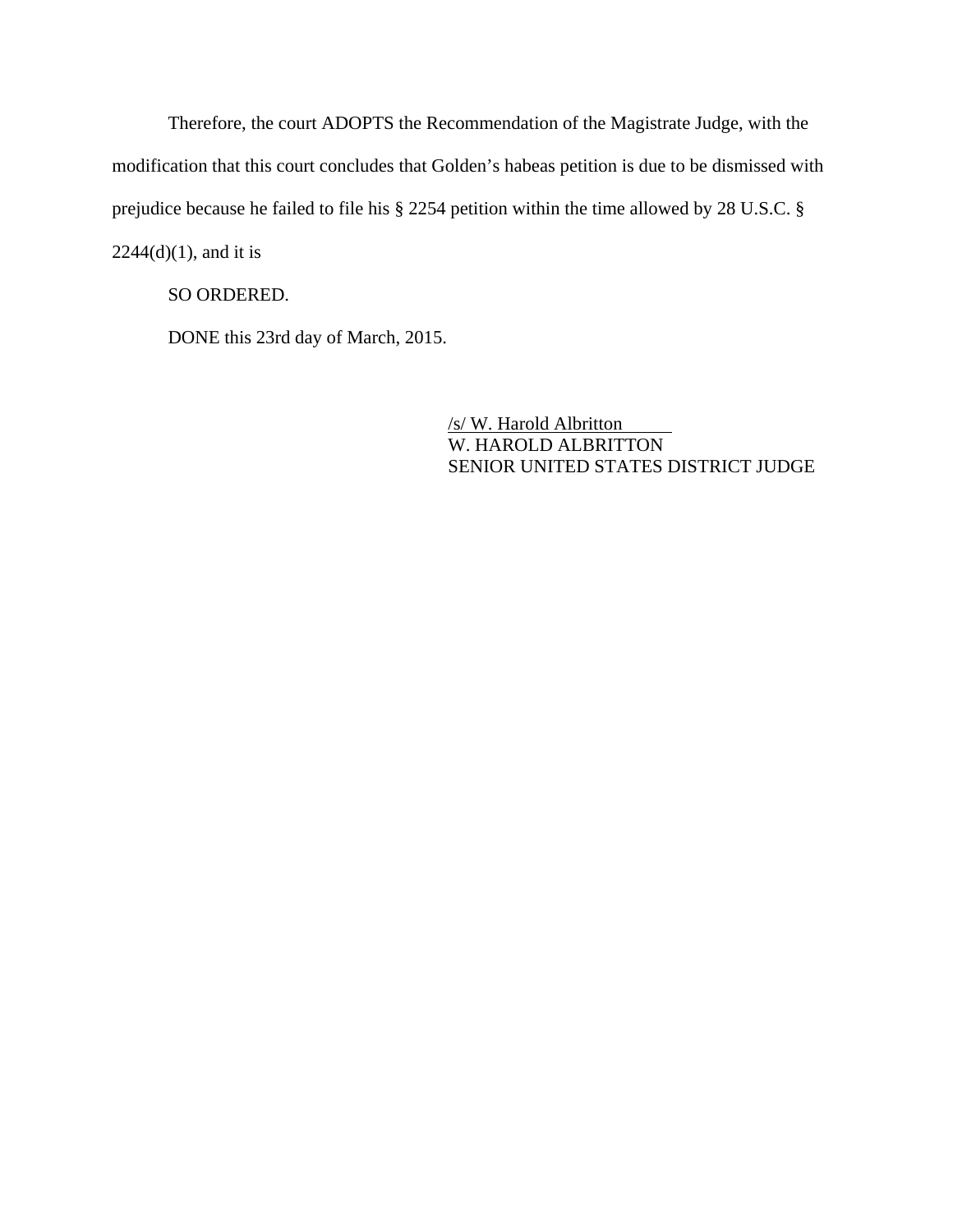Therefore, the court ADOPTS the Recommendation of the Magistrate Judge, with the modification that this court concludes that Golden's habeas petition is due to be dismissed with prejudice because he failed to file his § 2254 petition within the time allowed by 28 U.S.C. § 2244(d)(1), and it is

SO ORDERED.

DONE this 23rd day of March, 2015.

/s/ W. Harold Albritton
W. HAROLD ALBRITTON
SENIOR UNITED STATES DISTRICT JUDGE